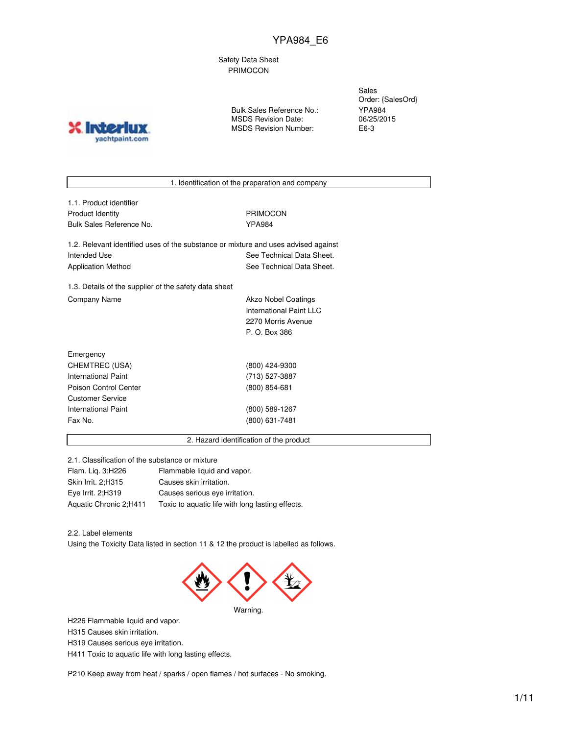YPA984_E6

Safety Data Sheet
PRIMOCON

| | |
|---|---|
| | Sales Order: {SalesOrd} |
| Bulk Sales Reference No.: | YPA984 |
| MSDS Revision Date: | 06/25/2015 |
| MSDS Revision Number: | E6-3 |

## 1. Identification of the preparation and company

**1.1. Product identifier**

| | |
|---|---|
| Product Identity | PRIMOCON |
| Bulk Sales Reference No. | YPA984 |

**1.2. Relevant identified uses of the substance or mixture and uses advised against**

| | |
|---|---|
| Intended Use | See Technical Data Sheet. |
| Application Method | See Technical Data Sheet. |

**1.3. Details of the supplier of the safety data sheet**

| | |
|---|---|
| Company Name | Akzo Nobel Coatings<br>International Paint LLC<br>2270 Morris Avenue<br>P. O. Box 386 |

| | |
|---|---|
| Emergency | |
| CHEMTREC (USA) | (800) 424-9300 |
| International Paint | (713) 527-3887 |
| Poison Control Center | (800) 854-681 |
| Customer Service | |
| International Paint | (800) 589-1267 |
| Fax No. | (800) 631-7481 |

## 2. Hazard identification of the product

**2.1. Classification of the substance or mixture**

| | |
|---|---|
| Flam. Liq. 3;H226 | Flammable liquid and vapor. |
| Skin Irrit. 2;H315 | Causes skin irritation. |
| Eye Irrit. 2;H319 | Causes serious eye irritation. |
| Aquatic Chronic 2;H411 | Toxic to aquatic life with long lasting effects. |

**2.2. Label elements**

Using the Toxicity Data listed in section 11 & 12 the product is labelled as follows.

Warning.

H226 Flammable liquid and vapor.
H315 Causes skin irritation.
H319 Causes serious eye irritation.
H411 Toxic to aquatic life with long lasting effects.

P210 Keep away from heat / sparks / open flames / hot surfaces - No smoking.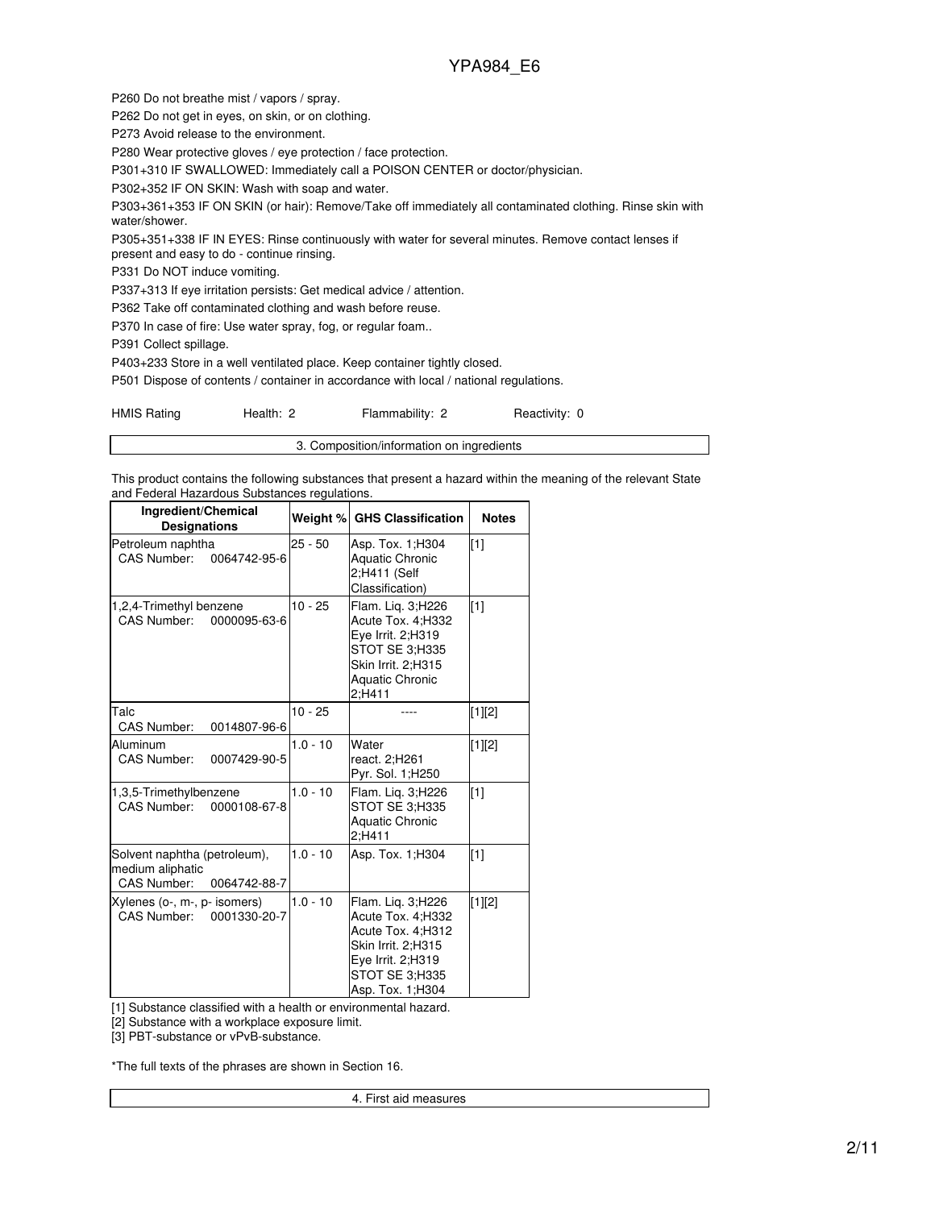P260 Do not breathe mist / vapors / spray.

P262 Do not get in eyes, on skin, or on clothing.

P273 Avoid release to the environment.

P280 Wear protective gloves / eye protection / face protection.

P301+310 IF SWALLOWED: Immediately call a POISON CENTER or doctor/physician.

P302+352 IF ON SKIN: Wash with soap and water.

P303+361+353 IF ON SKIN (or hair): Remove/Take off immediately all contaminated clothing. Rinse skin with water/shower.

P305+351+338 IF IN EYES: Rinse continuously with water for several minutes. Remove contact lenses if present and easy to do - continue rinsing.

P331 Do NOT induce vomiting.

P337+313 If eye irritation persists: Get medical advice / attention.

P362 Take off contaminated clothing and wash before reuse.

P370 In case of fire: Use water spray, fog, or regular foam..

P391 Collect spillage.

P403+233 Store in a well ventilated place. Keep container tightly closed.

P501 Dispose of contents / container in accordance with local / national regulations.

HMIS Rating Health: 2 Flammability: 2 Reactivity: 0

## 3. Composition/information on ingredients

This product contains the following substances that present a hazard within the meaning of the relevant State and Federal Hazardous Substances regulations.

| Ingredient/Chemical Designations | Weight % | GHS Classification | Notes |
|---|---|---|---|
| Petroleum naphtha<br>CAS Number: 0064742-95-6 | 25 - 50 | Asp. Tox. 1;H304<br>Aquatic Chronic 2;H411 (Self Classification) | [1] |
| 1,2,4-Trimethyl benzene<br>CAS Number: 0000095-63-6 | 10 - 25 | Flam. Liq. 3;H226<br>Acute Tox. 4;H332<br>Eye Irrit. 2;H319<br>STOT SE 3;H335<br>Skin Irrit. 2;H315<br>Aquatic Chronic 2;H411 | [1] |
| Talc<br>CAS Number: 0014807-96-6 | 10 - 25 | ---- | [1][2] |
| Aluminum<br>CAS Number: 0007429-90-5 | 1.0 - 10 | Water react. 2;H261<br>Pyr. Sol. 1;H250 | [1][2] |
| 1,3,5-Trimethylbenzene<br>CAS Number: 0000108-67-8 | 1.0 - 10 | Flam. Liq. 3;H226<br>STOT SE 3;H335<br>Aquatic Chronic 2;H411 | [1] |
| Solvent naphtha (petroleum), medium aliphatic<br>CAS Number: 0064742-88-7 | 1.0 - 10 | Asp. Tox. 1;H304 | [1] |
| Xylenes (o-, m-, p- isomers)<br>CAS Number: 0001330-20-7 | 1.0 - 10 | Flam. Liq. 3;H226<br>Acute Tox. 4;H332<br>Acute Tox. 4;H312<br>Skin Irrit. 2;H315<br>Eye Irrit. 2;H319<br>STOT SE 3;H335<br>Asp. Tox. 1;H304 | [1][2] |

[1] Substance classified with a health or environmental hazard.

[2] Substance with a workplace exposure limit.

[3] PBT-substance or vPvB-substance.

*The full texts of the phrases are shown in Section 16.

## 4. First aid measures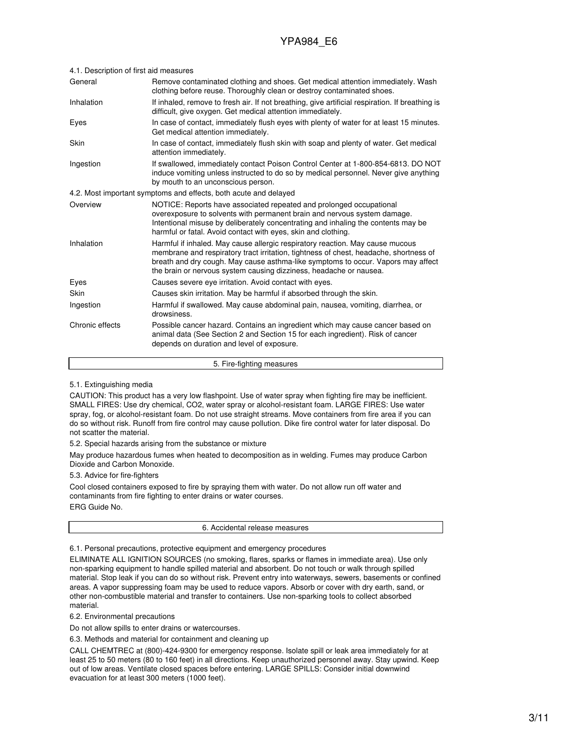4.1. Description of first aid measures

| | |
|---|---|
| General | Remove contaminated clothing and shoes. Get medical attention immediately. Wash clothing before reuse. Thoroughly clean or destroy contaminated shoes. |
| Inhalation | If inhaled, remove to fresh air. If not breathing, give artificial respiration. If breathing is difficult, give oxygen. Get medical attention immediately. |
| Eyes | In case of contact, immediately flush eyes with plenty of water for at least 15 minutes. Get medical attention immediately. |
| Skin | In case of contact, immediately flush skin with soap and plenty of water. Get medical attention immediately. |
| Ingestion | If swallowed, immediately contact Poison Control Center at 1-800-854-6813. DO NOT induce vomiting unless instructed to do so by medical personnel. Never give anything by mouth to an unconscious person. |

4.2. Most important symptoms and effects, both acute and delayed

| | |
|---|---|
| Overview | NOTICE: Reports have associated repeated and prolonged occupational overexposure to solvents with permanent brain and nervous system damage. Intentional misuse by deliberately concentrating and inhaling the contents may be harmful or fatal. Avoid contact with eyes, skin and clothing. |
| Inhalation | Harmful if inhaled. May cause allergic respiratory reaction. May cause mucous membrane and respiratory tract irritation, tightness of chest, headache, shortness of breath and dry cough. May cause asthma-like symptoms to occur. Vapors may affect the brain or nervous system causing dizziness, headache or nausea. |
| Eyes | Causes severe eye irritation. Avoid contact with eyes. |
| Skin | Causes skin irritation. May be harmful if absorbed through the skin. |
| Ingestion | Harmful if swallowed. May cause abdominal pain, nausea, vomiting, diarrhea, or drowsiness. |
| Chronic effects | Possible cancer hazard. Contains an ingredient which may cause cancer based on animal data (See Section 2 and Section 15 for each ingredient). Risk of cancer depends on duration and level of exposure. |

## 5. Fire-fighting measures

5.1. Extinguishing media

CAUTION: This product has a very low flashpoint. Use of water spray when fighting fire may be inefficient. SMALL FIRES: Use dry chemical, CO2, water spray or alcohol-resistant foam. LARGE FIRES: Use water spray, fog, or alcohol-resistant foam. Do not use straight streams. Move containers from fire area if you can do so without risk. Runoff from fire control may cause pollution. Dike fire control water for later disposal. Do not scatter the material.

5.2. Special hazards arising from the substance or mixture

May produce hazardous fumes when heated to decomposition as in welding. Fumes may produce Carbon Dioxide and Carbon Monoxide.

5.3. Advice for fire-fighters

Cool closed containers exposed to fire by spraying them with water. Do not allow run off water and contaminants from fire fighting to enter drains or water courses.

ERG Guide No.

## 6. Accidental release measures

6.1. Personal precautions, protective equipment and emergency procedures

ELIMINATE ALL IGNITION SOURCES (no smoking, flares, sparks or flames in immediate area). Use only non-sparking equipment to handle spilled material and absorbent. Do not touch or walk through spilled material. Stop leak if you can do so without risk. Prevent entry into waterways, sewers, basements or confined areas. A vapor suppressing foam may be used to reduce vapors. Absorb or cover with dry earth, sand, or other non-combustible material and transfer to containers. Use non-sparking tools to collect absorbed material.

6.2. Environmental precautions

Do not allow spills to enter drains or watercourses.

6.3. Methods and material for containment and cleaning up

CALL CHEMTREC at (800)-424-9300 for emergency response. Isolate spill or leak area immediately for at least 25 to 50 meters (80 to 160 feet) in all directions. Keep unauthorized personnel away. Stay upwind. Keep out of low areas. Ventilate closed spaces before entering. LARGE SPILLS: Consider initial downwind evacuation for at least 300 meters (1000 feet).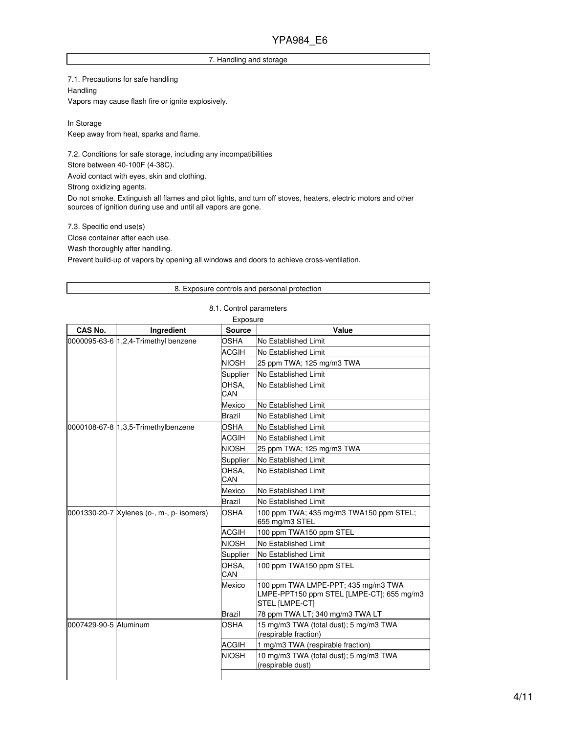## 7. Handling and storage

7.1. Precautions for safe handling

Handling

Vapors may cause flash fire or ignite explosively.

In Storage

Keep away from heat, sparks and flame.

7.2. Conditions for safe storage, including any incompatibilities

Store between 40-100F (4-38C).

Avoid contact with eyes, skin and clothing.

Strong oxidizing agents.

Do not smoke. Extinguish all flames and pilot lights, and turn off stoves, heaters, electric motors and other sources of ignition during use and until all vapors are gone.

7.3. Specific end use(s)

Close container after each use.

Wash thoroughly after handling.

Prevent build-up of vapors by opening all windows and doors to achieve cross-ventilation.

## 8. Exposure controls and personal protection

8.1. Control parameters

Exposure

| CAS No. | Ingredient | Source | Value |
|---|---|---|---|
| 0000095-63-6 | 1,2,4-Trimethyl benzene | OSHA | No Established Limit |
| | | ACGIH | No Established Limit |
| | | NIOSH | 25 ppm TWA; 125 mg/m3 TWA |
| | | Supplier | No Established Limit |
| | | OHSA, CAN | No Established Limit |
| | | Mexico | No Established Limit |
| | | Brazil | No Established Limit |
| 0000108-67-8 | 1,3,5-Trimethylbenzene | OSHA | No Established Limit |
| | | ACGIH | No Established Limit |
| | | NIOSH | 25 ppm TWA; 125 mg/m3 TWA |
| | | Supplier | No Established Limit |
| | | OHSA, CAN | No Established Limit |
| | | Mexico | No Established Limit |
| | | Brazil | No Established Limit |
| 0001330-20-7 | Xylenes (o-, m-, p- isomers) | OSHA | 100 ppm TWA; 435 mg/m3 TWA150 ppm STEL; 655 mg/m3 STEL |
| | | ACGIH | 100 ppm TWA150 ppm STEL |
| | | NIOSH | No Established Limit |
| | | Supplier | No Established Limit |
| | | OHSA, CAN | 100 ppm TWA150 ppm STEL |
| | | Mexico | 100 ppm TWA LMPE-PPT; 435 mg/m3 TWA LMPE-PPT150 ppm STEL [LMPE-CT]; 655 mg/m3 STEL [LMPE-CT] |
| | | Brazil | 78 ppm TWA LT; 340 mg/m3 TWA LT |
| 0007429-90-5 | Aluminum | OSHA | 15 mg/m3 TWA (total dust); 5 mg/m3 TWA (respirable fraction) |
| | | ACGIH | 1 mg/m3 TWA (respirable fraction) |
| | | NIOSH | 10 mg/m3 TWA (total dust); 5 mg/m3 TWA (respirable dust) |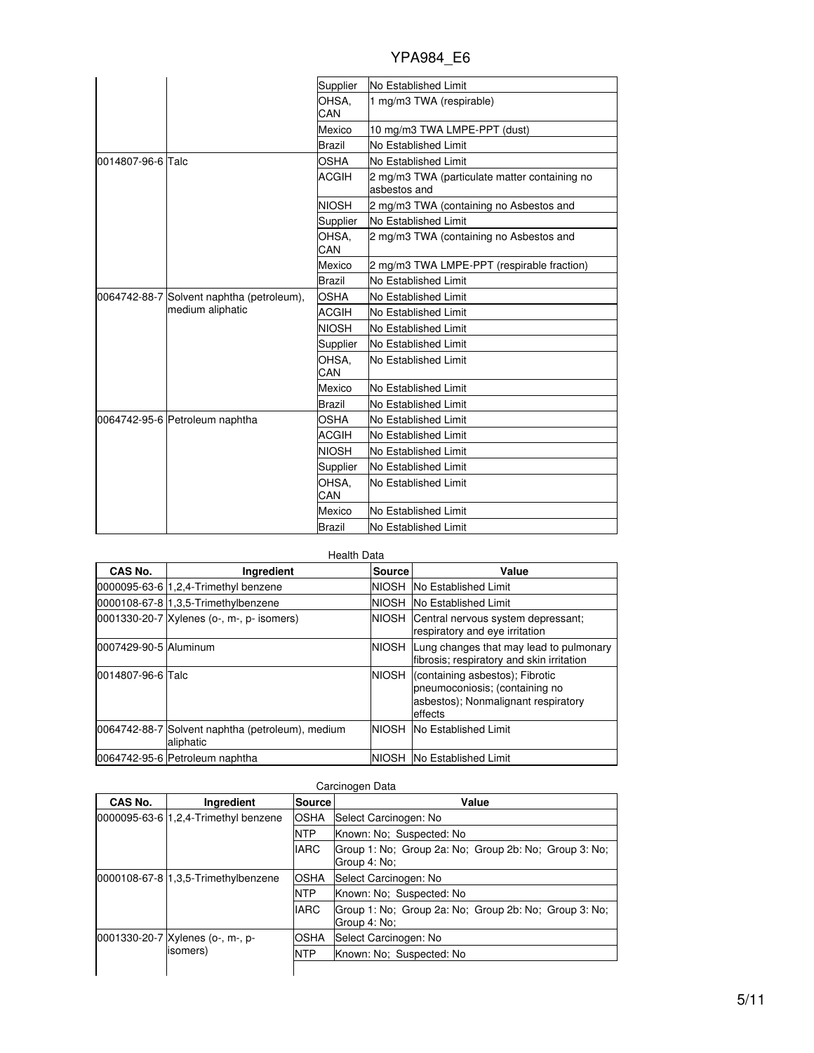| | | Supplier | No Established Limit |
|---|---|---|---|
| | | OHSA, CAN | 1 mg/m3 TWA (respirable) |
| | | Mexico | 10 mg/m3 TWA LMPE-PPT (dust) |
| | | Brazil | No Established Limit |
| 0014807-96-6 | Talc | OSHA | No Established Limit |
| | | ACGIH | 2 mg/m3 TWA (particulate matter containing no asbestos and |
| | | NIOSH | 2 mg/m3 TWA (containing no Asbestos and |
| | | Supplier | No Established Limit |
| | | OHSA, CAN | 2 mg/m3 TWA (containing no Asbestos and |
| | | Mexico | 2 mg/m3 TWA LMPE-PPT (respirable fraction) |
| | | Brazil | No Established Limit |
| 0064742-88-7 | Solvent naphtha (petroleum), medium aliphatic | OSHA | No Established Limit |
| | | ACGIH | No Established Limit |
| | | NIOSH | No Established Limit |
| | | Supplier | No Established Limit |
| | | OHSA, CAN | No Established Limit |
| | | Mexico | No Established Limit |
| | | Brazil | No Established Limit |
| 0064742-95-6 | Petroleum naphtha | OSHA | No Established Limit |
| | | ACGIH | No Established Limit |
| | | NIOSH | No Established Limit |
| | | Supplier | No Established Limit |
| | | OHSA, CAN | No Established Limit |
| | | Mexico | No Established Limit |
| | | Brazil | No Established Limit |

Health Data

| CAS No. | Ingredient | Source | Value |
|---|---|---|---|
| 0000095-63-6 | 1,2,4-Trimethyl benzene | NIOSH | No Established Limit |
| 0000108-67-8 | 1,3,5-Trimethylbenzene | NIOSH | No Established Limit |
| 0001330-20-7 | Xylenes (o-, m-, p- isomers) | NIOSH | Central nervous system depressant; respiratory and eye irritation |
| 0007429-90-5 | Aluminum | NIOSH | Lung changes that may lead to pulmonary fibrosis; respiratory and skin irritation |
| 0014807-96-6 | Talc | NIOSH | (containing asbestos); Fibrotic pneumoconiosis; (containing no asbestos); Nonmalignant respiratory effects |
| 0064742-88-7 | Solvent naphtha (petroleum), medium aliphatic | NIOSH | No Established Limit |
| 0064742-95-6 | Petroleum naphtha | NIOSH | No Established Limit |

Carcinogen Data

| CAS No. | Ingredient | Source | Value |
|---|---|---|---|
| 0000095-63-6 | 1,2,4-Trimethyl benzene | OSHA | Select Carcinogen: No |
| | | NTP | Known: No; Suspected: No |
| | | IARC | Group 1: No; Group 2a: No; Group 2b: No; Group 3: No; Group 4: No; |
| 0000108-67-8 | 1,3,5-Trimethylbenzene | OSHA | Select Carcinogen: No |
| | | NTP | Known: No; Suspected: No |
| | | IARC | Group 1: No; Group 2a: No; Group 2b: No; Group 3: No; Group 4: No; |
| 0001330-20-7 | Xylenes (o-, m-, p- isomers) | OSHA | Select Carcinogen: No |
| | | NTP | Known: No; Suspected: No |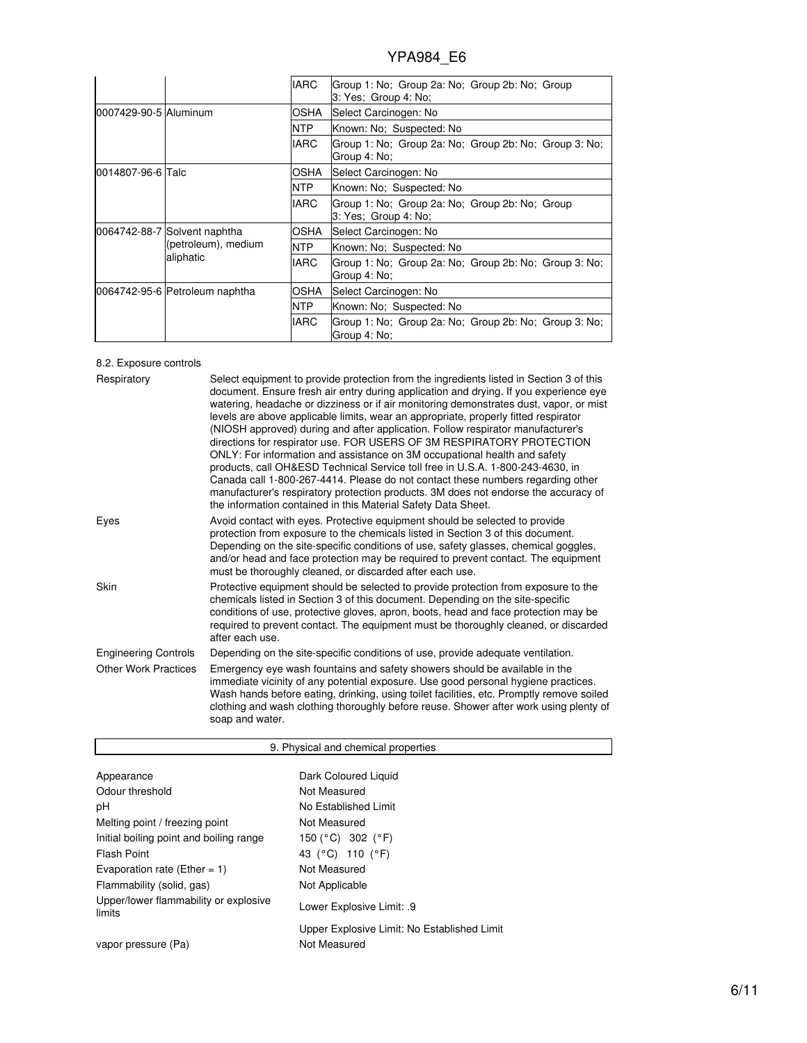| | | | |
|---|---|---|---|
| | | IARC | Group 1: No; Group 2a: No; Group 2b: No; Group 3: Yes; Group 4: No; |
| 0007429-90-5 | Aluminum | OSHA | Select Carcinogen: No |
| | | NTP | Known: No; Suspected: No |
| | | IARC | Group 1: No; Group 2a: No; Group 2b: No; Group 3: No; Group 4: No; |
| 0014807-96-6 | Talc | OSHA | Select Carcinogen: No |
| | | NTP | Known: No; Suspected: No |
| | | IARC | Group 1: No; Group 2a: No; Group 2b: No; Group 3: Yes; Group 4: No; |
| 0064742-88-7 | Solvent naphtha (petroleum), medium aliphatic | OSHA | Select Carcinogen: No |
| | | NTP | Known: No; Suspected: No |
| | | IARC | Group 1: No; Group 2a: No; Group 2b: No; Group 3: No; Group 4: No; |
| 0064742-95-6 | Petroleum naphtha | OSHA | Select Carcinogen: No |
| | | NTP | Known: No; Suspected: No |
| | | IARC | Group 1: No; Group 2a: No; Group 2b: No; Group 3: No; Group 4: No; |

8.2. Exposure controls

**Respiratory**
Select equipment to provide protection from the ingredients listed in Section 3 of this document. Ensure fresh air entry during application and drying. If you experience eye watering, headache or dizziness or if air monitoring demonstrates dust, vapor, or mist levels are above applicable limits, wear an appropriate, properly fitted respirator (NIOSH approved) during and after application. Follow respirator manufacturer's directions for respirator use. FOR USERS OF 3M RESPIRATORY PROTECTION ONLY: For information and assistance on 3M occupational health and safety products, call OH&ESD Technical Service toll free in U.S.A. 1-800-243-4630, in Canada call 1-800-267-4414. Please do not contact these numbers regarding other manufacturer's respiratory protection products. 3M does not endorse the accuracy of the information contained in this Material Safety Data Sheet.

**Eyes**
Avoid contact with eyes. Protective equipment should be selected to provide protection from exposure to the chemicals listed in Section 3 of this document. Depending on the site-specific conditions of use, safety glasses, chemical goggles, and/or head and face protection may be required to prevent contact. The equipment must be thoroughly cleaned, or discarded after each use.

**Skin**
Protective equipment should be selected to provide protection from exposure to the chemicals listed in Section 3 of this document. Depending on the site-specific conditions of use, protective gloves, apron, boots, head and face protection may be required to prevent contact. The equipment must be thoroughly cleaned, or discarded after each use.

**Engineering Controls**
Depending on the site-specific conditions of use, provide adequate ventilation.

**Other Work Practices**
Emergency eye wash fountains and safety showers should be available in the immediate vicinity of any potential exposure. Use good personal hygiene practices. Wash hands before eating, drinking, using toilet facilities, etc. Promptly remove soiled clothing and wash clothing thoroughly before reuse. Shower after work using plenty of soap and water.

## 9. Physical and chemical properties

| | |
|---|---|
| Appearance | Dark Coloured Liquid |
| Odour threshold | Not Measured |
| pH | No Established Limit |
| Melting point / freezing point | Not Measured |
| Initial boiling point and boiling range | 150 (°C) 302 (°F) |
| Flash Point | 43 (°C) 110 (°F) |
| Evaporation rate (Ether = 1) | Not Measured |
| Flammability (solid, gas) | Not Applicable |
| Upper/lower flammability or explosive limits | Lower Explosive Limit: .9 |
| | Upper Explosive Limit: No Established Limit |
| vapor pressure (Pa) | Not Measured |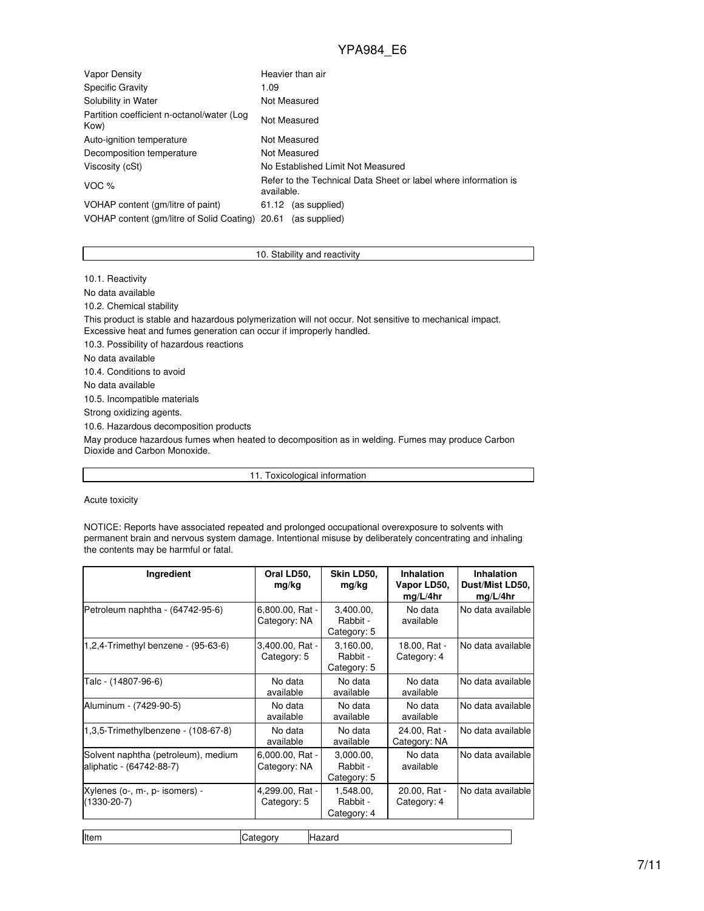| | |
|---|---|
| Vapor Density | Heavier than air |
| Specific Gravity | 1.09 |
| Solubility in Water | Not Measured |
| Partition coefficient n-octanol/water (Log Kow) | Not Measured |
| Auto-ignition temperature | Not Measured |
| Decomposition temperature | Not Measured |
| Viscosity (cSt) | No Established Limit Not Measured |
| VOC % | Refer to the Technical Data Sheet or label where information is available. |
| VOHAP content (gm/litre of paint) | 61.12 (as supplied) |
| VOHAP content (gm/litre of Solid Coating) | 20.61 (as supplied) |

## 10. Stability and reactivity

10.1. Reactivity

No data available

10.2. Chemical stability

This product is stable and hazardous polymerization will not occur. Not sensitive to mechanical impact. Excessive heat and fumes generation can occur if improperly handled.

10.3. Possibility of hazardous reactions

No data available

10.4. Conditions to avoid

No data available

10.5. Incompatible materials

Strong oxidizing agents.

10.6. Hazardous decomposition products

May produce hazardous fumes when heated to decomposition as in welding. Fumes may produce Carbon Dioxide and Carbon Monoxide.

## 11. Toxicological information

Acute toxicity

NOTICE: Reports have associated repeated and prolonged occupational overexposure to solvents with permanent brain and nervous system damage. Intentional misuse by deliberately concentrating and inhaling the contents may be harmful or fatal.

| Ingredient | Oral LD50, mg/kg | Skin LD50, mg/kg | Inhalation Vapor LD50, mg/L/4hr | Inhalation Dust/Mist LD50, mg/L/4hr |
|---|---|---|---|---|
| Petroleum naphtha - (64742-95-6) | 6,800.00, Rat - Category: NA | 3,400.00, Rabbit - Category: 5 | No data available | No data available |
| 1,2,4-Trimethyl benzene - (95-63-6) | 3,400.00, Rat - Category: 5 | 3,160.00, Rabbit - Category: 5 | 18.00, Rat - Category: 4 | No data available |
| Talc - (14807-96-6) | No data available | No data available | No data available | No data available |
| Aluminum - (7429-90-5) | No data available | No data available | No data available | No data available |
| 1,3,5-Trimethylbenzene - (108-67-8) | No data available | No data available | 24.00, Rat - Category: NA | No data available |
| Solvent naphtha (petroleum), medium aliphatic - (64742-88-7) | 6,000.00, Rat - Category: NA | 3,000.00, Rabbit - Category: 5 | No data available | No data available |
| Xylenes (o-, m-, p- isomers) - (1330-20-7) | 4,299.00, Rat - Category: 5 | 1,548.00, Rabbit - Category: 4 | 20.00, Rat - Category: 4 | No data available |

| Item | Category | Hazard |
|---|---|---|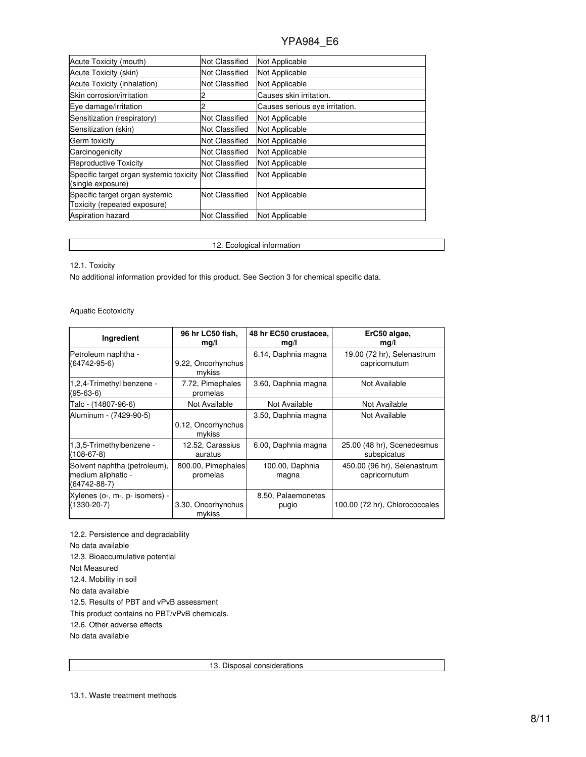| Acute Toxicity (mouth) | Not Classified | Not Applicable |
|---|---|---|
| Acute Toxicity (skin) | Not Classified | Not Applicable |
| Acute Toxicity (inhalation) | Not Classified | Not Applicable |
| Skin corrosion/irritation | 2 | Causes skin irritation. |
| Eye damage/irritation | 2 | Causes serious eye irritation. |
| Sensitization (respiratory) | Not Classified | Not Applicable |
| Sensitization (skin) | Not Classified | Not Applicable |
| Germ toxicity | Not Classified | Not Applicable |
| Carcinogenicity | Not Classified | Not Applicable |
| Reproductive Toxicity | Not Classified | Not Applicable |
| Specific target organ systemic toxicity (single exposure) | Not Classified | Not Applicable |
| Specific target organ systemic Toxicity (repeated exposure) | Not Classified | Not Applicable |
| Aspiration hazard | Not Classified | Not Applicable |

## 12. Ecological information

12.1. Toxicity

No additional information provided for this product. See Section 3 for chemical specific data.

Aquatic Ecotoxicity

| Ingredient | 96 hr LC50 fish, mg/l | 48 hr EC50 crustacea, mg/l | ErC50 algae, mg/l |
|---|---|---|---|
| Petroleum naphtha - (64742-95-6) | 9.22, Oncorhynchus mykiss | 6.14, Daphnia magna | 19.00 (72 hr), Selenastrum capricornutum |
| 1,2,4-Trimethyl benzene - (95-63-6) | 7.72, Pimephales promelas | 3.60, Daphnia magna | Not Available |
| Talc - (14807-96-6) | Not Available | Not Available | Not Available |
| Aluminum - (7429-90-5) | 0.12, Oncorhynchus mykiss | 3.50, Daphnia magna | Not Available |
| 1,3,5-Trimethylbenzene - (108-67-8) | 12.52, Carassius auratus | 6.00, Daphnia magna | 25.00 (48 hr), Scenedesmus subspicatus |
| Solvent naphtha (petroleum), medium aliphatic - (64742-88-7) | 800.00, Pimephales promelas | 100.00, Daphnia magna | 450.00 (96 hr), Selenastrum capricornutum |
| Xylenes (o-, m-, p- isomers) - (1330-20-7) | 3.30, Oncorhynchus mykiss | 8.50, Palaemonetes pugio | 100.00 (72 hr), Chlorococcales |

12.2. Persistence and degradability

No data available

12.3. Bioaccumulative potential

Not Measured

12.4. Mobility in soil

No data available

12.5. Results of PBT and vPvB assessment

This product contains no PBT/vPvB chemicals.

12.6. Other adverse effects

No data available

## 13. Disposal considerations

13.1. Waste treatment methods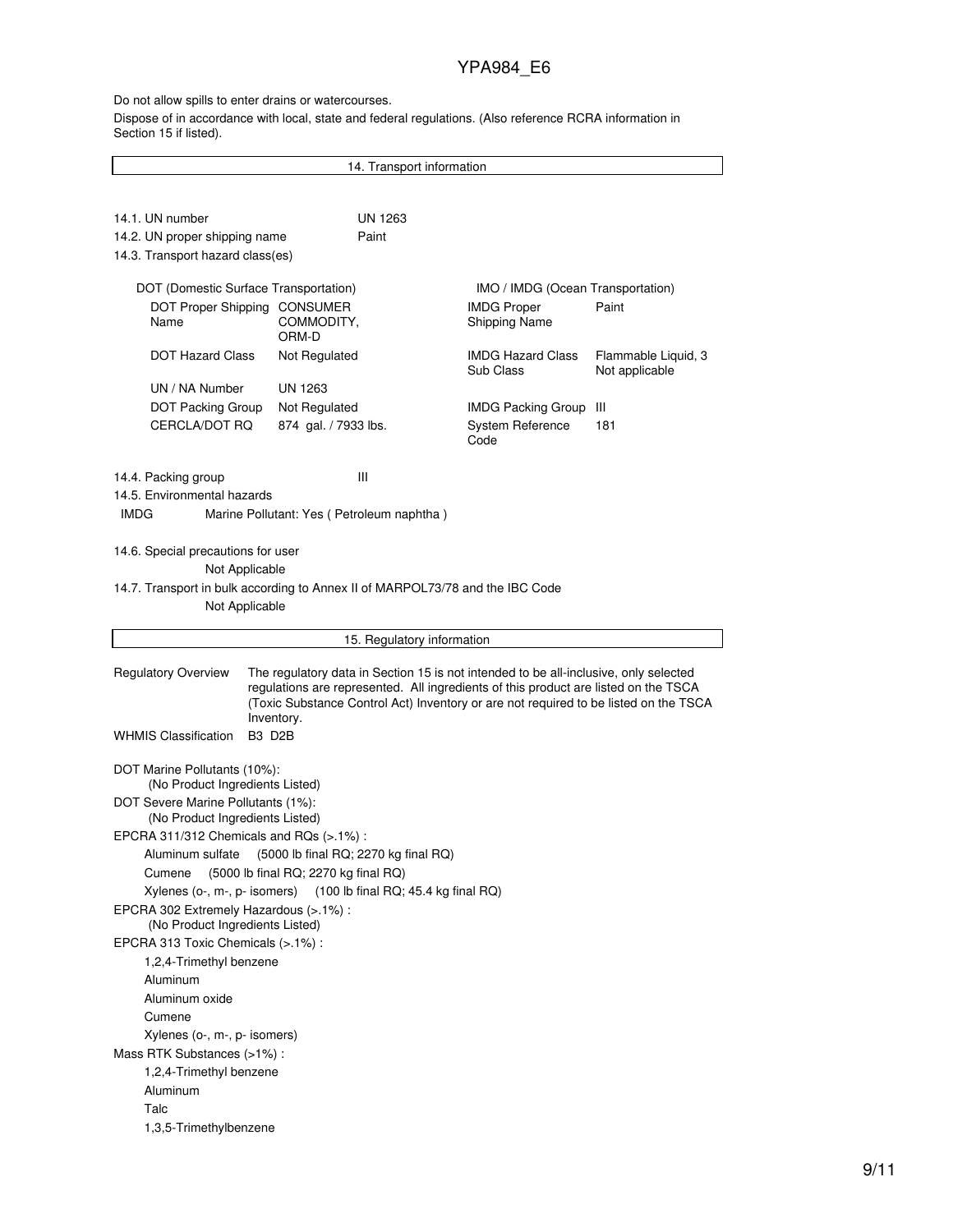Do not allow spills to enter drains or watercourses.

Dispose of in accordance with local, state and federal regulations. (Also reference RCRA information in Section 15 if listed).

## 14. Transport information

14.1. UN number UN 1263

14.2. UN proper shipping name Paint

14.3. Transport hazard class(es)

| DOT (Domestic Surface Transportation) | | IMO / IMDG (Ocean Transportation) | |
|---|---|---|---|
| DOT Proper Shipping Name | CONSUMER COMMODITY, ORM-D | IMDG Proper Shipping Name | Paint |
| DOT Hazard Class | Not Regulated | IMDG Hazard Class Sub Class | Flammable Liquid, 3 Not applicable |
| UN / NA Number | UN 1263 | | |
| DOT Packing Group | Not Regulated | IMDG Packing Group | III |
| CERCLA/DOT RQ | 874 gal. / 7933 lbs. | System Reference Code | 181 |

14.4. Packing group III

14.5. Environmental hazards

IMDG Marine Pollutant: Yes ( Petroleum naphtha )

14.6. Special precautions for user

Not Applicable

14.7. Transport in bulk according to Annex II of MARPOL73/78 and the IBC Code

Not Applicable

## 15. Regulatory information

Regulatory Overview The regulatory data in Section 15 is not intended to be all-inclusive, only selected regulations are represented. All ingredients of this product are listed on the TSCA (Toxic Substance Control Act) Inventory or are not required to be listed on the TSCA Inventory.

WHMIS Classification B3 D2B

DOT Marine Pollutants (10%):
(No Product Ingredients Listed)

DOT Severe Marine Pollutants (1%):
(No Product Ingredients Listed)

EPCRA 311/312 Chemicals and RQs (>.1%) :
- Aluminum sulfate (5000 lb final RQ; 2270 kg final RQ)
- Cumene (5000 lb final RQ; 2270 kg final RQ)
- Xylenes (o-, m-, p- isomers) (100 lb final RQ; 45.4 kg final RQ)

EPCRA 302 Extremely Hazardous (>.1%) :
(No Product Ingredients Listed)

EPCRA 313 Toxic Chemicals (>.1%) :
- 1,2,4-Trimethyl benzene
- Aluminum
- Aluminum oxide
- Cumene
- Xylenes (o-, m-, p- isomers)

Mass RTK Substances (>1%) :
- 1,2,4-Trimethyl benzene
- Aluminum
- Talc
- 1,3,5-Trimethylbenzene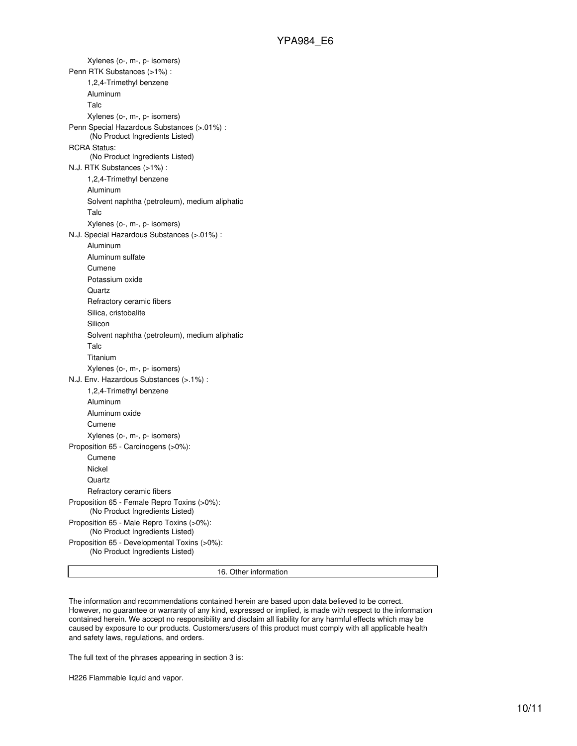Xylenes (o-, m-, p- isomers)

Penn RTK Substances (>1%) :

- 1,2,4-Trimethyl benzene
- Aluminum
- Talc
- Xylenes (o-, m-, p- isomers)

Penn Special Hazardous Substances (>.01%) :

(No Product Ingredients Listed)

RCRA Status:

(No Product Ingredients Listed)

N.J. RTK Substances (>1%) :

- 1,2,4-Trimethyl benzene
- Aluminum
- Solvent naphtha (petroleum), medium aliphatic
- Talc
- Xylenes (o-, m-, p- isomers)

N.J. Special Hazardous Substances (>.01%) :

- Aluminum
- Aluminum sulfate
- Cumene
- Potassium oxide
- Quartz
- Refractory ceramic fibers
- Silica, cristobalite
- Silicon
- Solvent naphtha (petroleum), medium aliphatic
- Talc
- Titanium
- Xylenes (o-, m-, p- isomers)

N.J. Env. Hazardous Substances (>.1%) :

- 1,2,4-Trimethyl benzene
- Aluminum
- Aluminum oxide
- Cumene
- Xylenes (o-, m-, p- isomers)

Proposition 65 - Carcinogens (>0%):

- Cumene
- Nickel
- Quartz
- Refractory ceramic fibers

Proposition 65 - Female Repro Toxins (>0%):

(No Product Ingredients Listed)

Proposition 65 - Male Repro Toxins (>0%):

(No Product Ingredients Listed)

Proposition 65 - Developmental Toxins (>0%):

(No Product Ingredients Listed)

## 16. Other information

The information and recommendations contained herein are based upon data believed to be correct. However, no guarantee or warranty of any kind, expressed or implied, is made with respect to the information contained herein. We accept no responsibility and disclaim all liability for any harmful effects which may be caused by exposure to our products. Customers/users of this product must comply with all applicable health and safety laws, regulations, and orders.

The full text of the phrases appearing in section 3 is:

H226 Flammable liquid and vapor.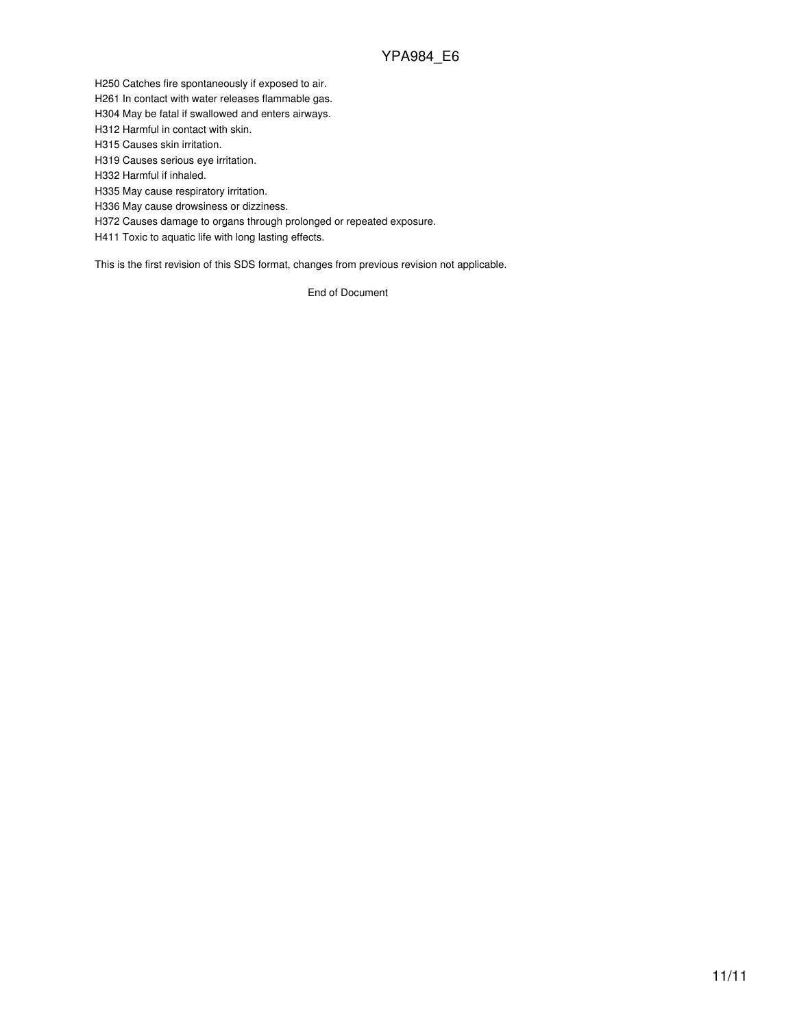H250 Catches fire spontaneously if exposed to air.
H261 In contact with water releases flammable gas.
H304 May be fatal if swallowed and enters airways.
H312 Harmful in contact with skin.
H315 Causes skin irritation.
H319 Causes serious eye irritation.
H332 Harmful if inhaled.
H335 May cause respiratory irritation.
H336 May cause drowsiness or dizziness.
H372 Causes damage to organs through prolonged or repeated exposure.
H411 Toxic to aquatic life with long lasting effects.

This is the first revision of this SDS format, changes from previous revision not applicable.

End of Document